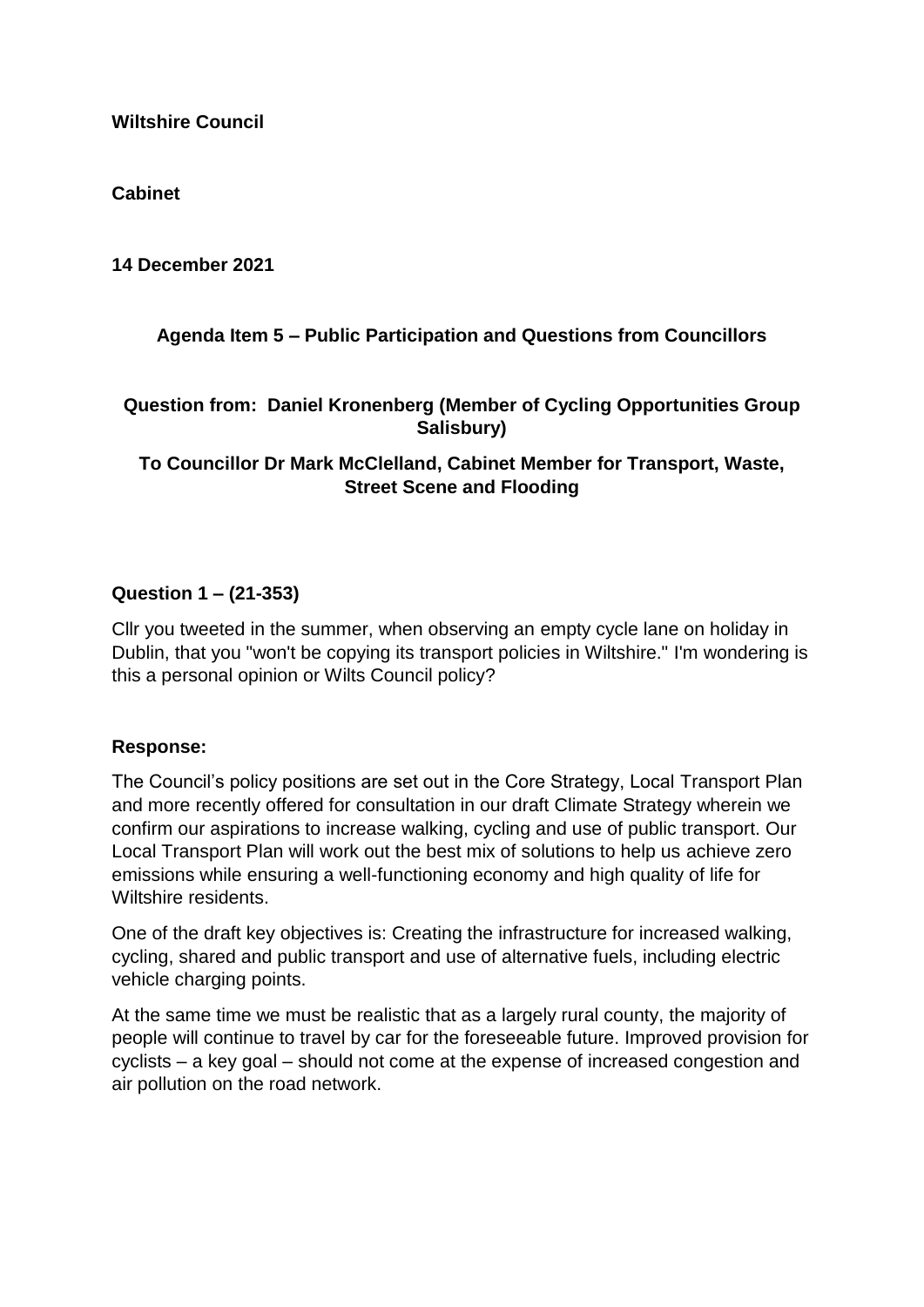**Wiltshire Council**

**Cabinet**

**14 December 2021**

### Agenda Item 5 – Public Participation and Questions from Councillors

### Question from: Daniel Kronenberg (Member of Cycling Opportunities Group Salisbury)

### To Councillor Dr Mark McClelland, Cabinet Member for Transport, Waste, Street Scene and Flooding

#### Question 1 – (21-353)

Cllr you tweeted in the summer, when observing an empty cycle lane on holiday in Dublin, that you "won't be copying its transport policies in Wiltshire." I'm wondering is this a personal opinion or Wilts Council policy?

#### Response:

The Council's policy positions are set out in the Core Strategy, Local Transport Plan and more recently offered for consultation in our draft Climate Strategy wherein we confirm our aspirations to increase walking, cycling and use of public transport. Our Local Transport Plan will work out the best mix of solutions to help us achieve zero emissions while ensuring a well-functioning economy and high quality of life for Wiltshire residents.

One of the draft key objectives is: Creating the infrastructure for increased walking, cycling, shared and public transport and use of alternative fuels, including electric vehicle charging points.

At the same time we must be realistic that as a largely rural county, the majority of people will continue to travel by car for the foreseeable future. Improved provision for cyclists – a key goal – should not come at the expense of increased congestion and air pollution on the road network.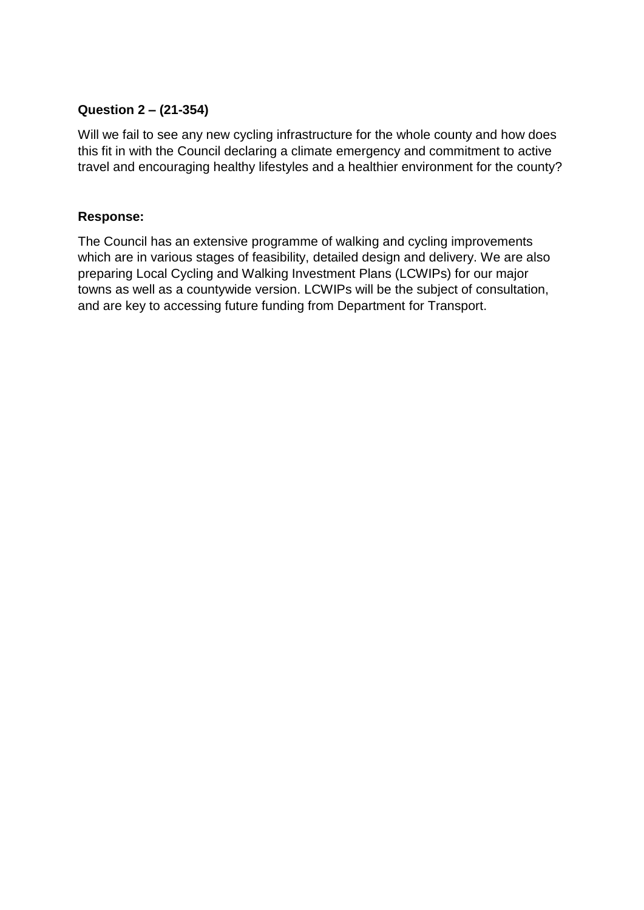**Question 2 – (21-354)**

Will we fail to see any new cycling infrastructure for the whole county and how does this fit in with the Council declaring a climate emergency and commitment to active travel and encouraging healthy lifestyles and a healthier environment for the county?

**Response:**

The Council has an extensive programme of walking and cycling improvements which are in various stages of feasibility, detailed design and delivery. We are also preparing Local Cycling and Walking Investment Plans (LCWIPs) for our major towns as well as a countywide version. LCWIPs will be the subject of consultation, and are key to accessing future funding from Department for Transport.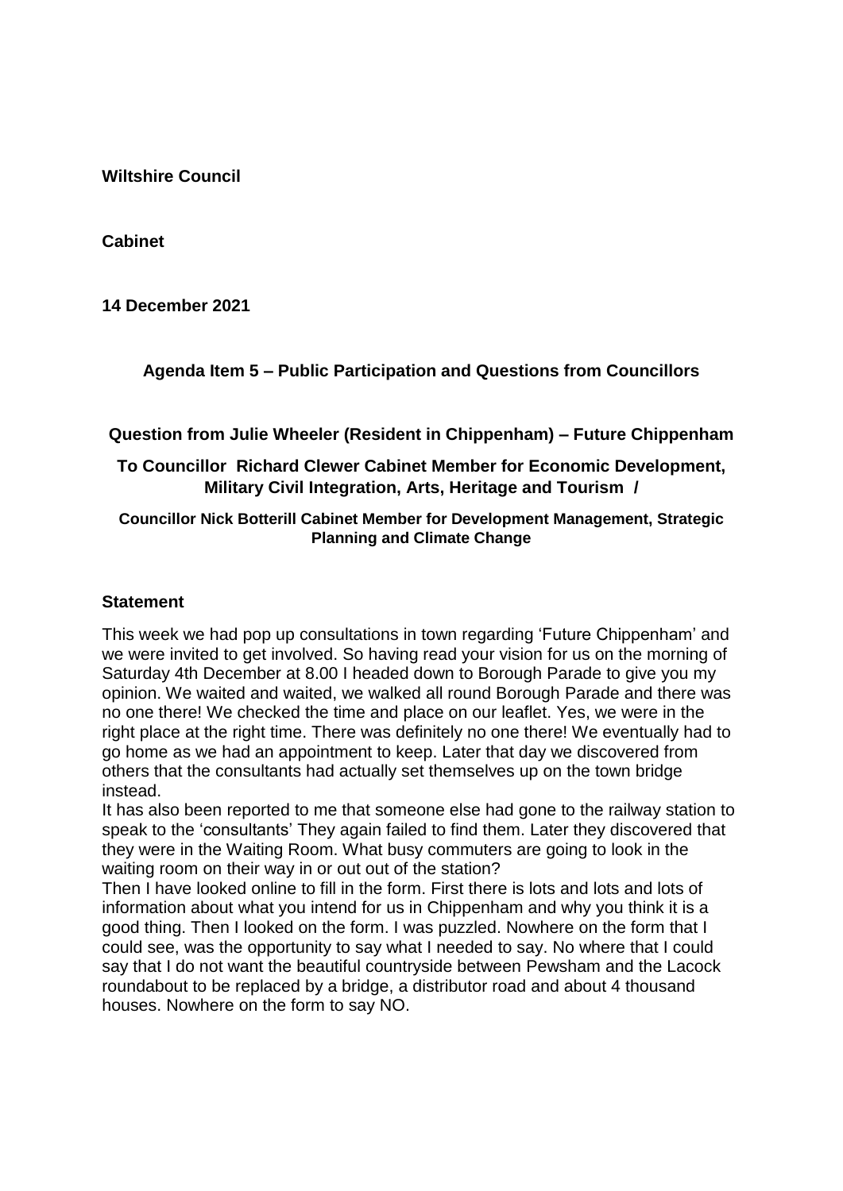**Wiltshire Council**

**Cabinet**

**14 December 2021**

**Agenda Item 5 – Public Participation and Questions from Councillors**

**Question from Julie Wheeler (Resident in Chippenham) – Future Chippenham**

**To Councillor Richard Clewer Cabinet Member for Economic Development, Military Civil Integration, Arts, Heritage and Tourism /**

**Councillor Nick Botterill Cabinet Member for Development Management, Strategic Planning and Climate Change**

**Statement**

This week we had pop up consultations in town regarding 'Future Chippenham' and we were invited to get involved. So having read your vision for us on the morning of Saturday 4th December at 8.00 I headed down to Borough Parade to give you my opinion. We waited and waited, we walked all round Borough Parade and there was no one there! We checked the time and place on our leaflet. Yes, we were in the right place at the right time. There was definitely no one there! We eventually had to go home as we had an appointment to keep. Later that day we discovered from others that the consultants had actually set themselves up on the town bridge instead.

It has also been reported to me that someone else had gone to the railway station to speak to the 'consultants' They again failed to find them. Later they discovered that they were in the Waiting Room. What busy commuters are going to look in the waiting room on their way in or out out of the station?

Then I have looked online to fill in the form. First there is lots and lots and lots of information about what you intend for us in Chippenham and why you think it is a good thing. Then I looked on the form. I was puzzled. Nowhere on the form that I could see, was the opportunity to say what I needed to say. No where that I could say that I do not want the beautiful countryside between Pewsham and the Lacock roundabout to be replaced by a bridge, a distributor road and about 4 thousand houses. Nowhere on the form to say NO.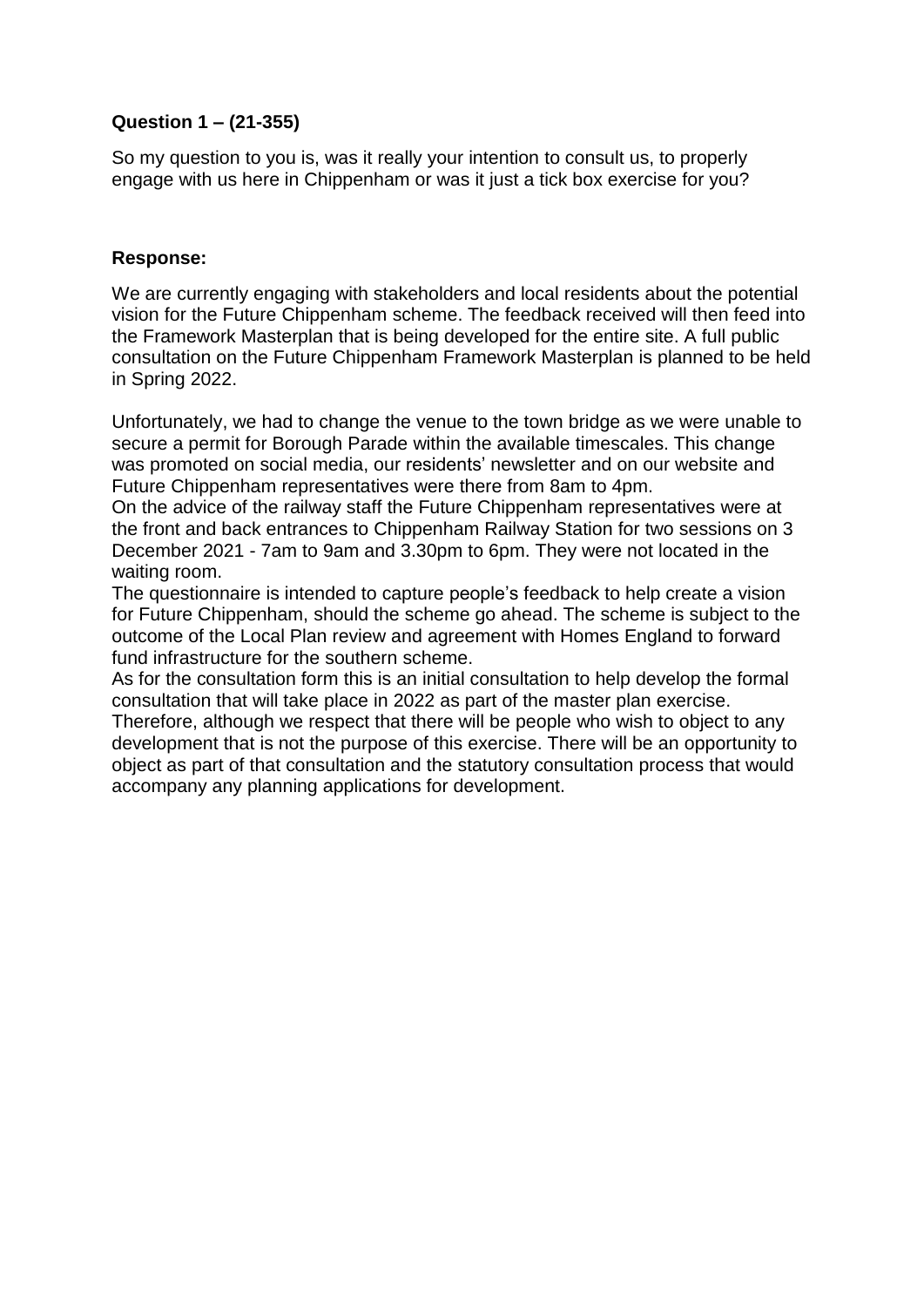**Question 1 – (21-355)**

So my question to you is, was it really your intention to consult us, to properly engage with us here in Chippenham or was it just a tick box exercise for you?

**Response:**

We are currently engaging with stakeholders and local residents about the potential vision for the Future Chippenham scheme. The feedback received will then feed into the Framework Masterplan that is being developed for the entire site. A full public consultation on the Future Chippenham Framework Masterplan is planned to be held in Spring 2022.

Unfortunately, we had to change the venue to the town bridge as we were unable to secure a permit for Borough Parade within the available timescales. This change was promoted on social media, our residents' newsletter and on our website and Future Chippenham representatives were there from 8am to 4pm.
On the advice of the railway staff the Future Chippenham representatives were at the front and back entrances to Chippenham Railway Station for two sessions on 3 December 2021 - 7am to 9am and 3.30pm to 6pm. They were not located in the waiting room.
The questionnaire is intended to capture people's feedback to help create a vision for Future Chippenham, should the scheme go ahead. The scheme is subject to the outcome of the Local Plan review and agreement with Homes England to forward fund infrastructure for the southern scheme.
As for the consultation form this is an initial consultation to help develop the formal consultation that will take place in 2022 as part of the master plan exercise.
Therefore, although we respect that there will be people who wish to object to any development that is not the purpose of this exercise. There will be an opportunity to object as part of that consultation and the statutory consultation process that would accompany any planning applications for development.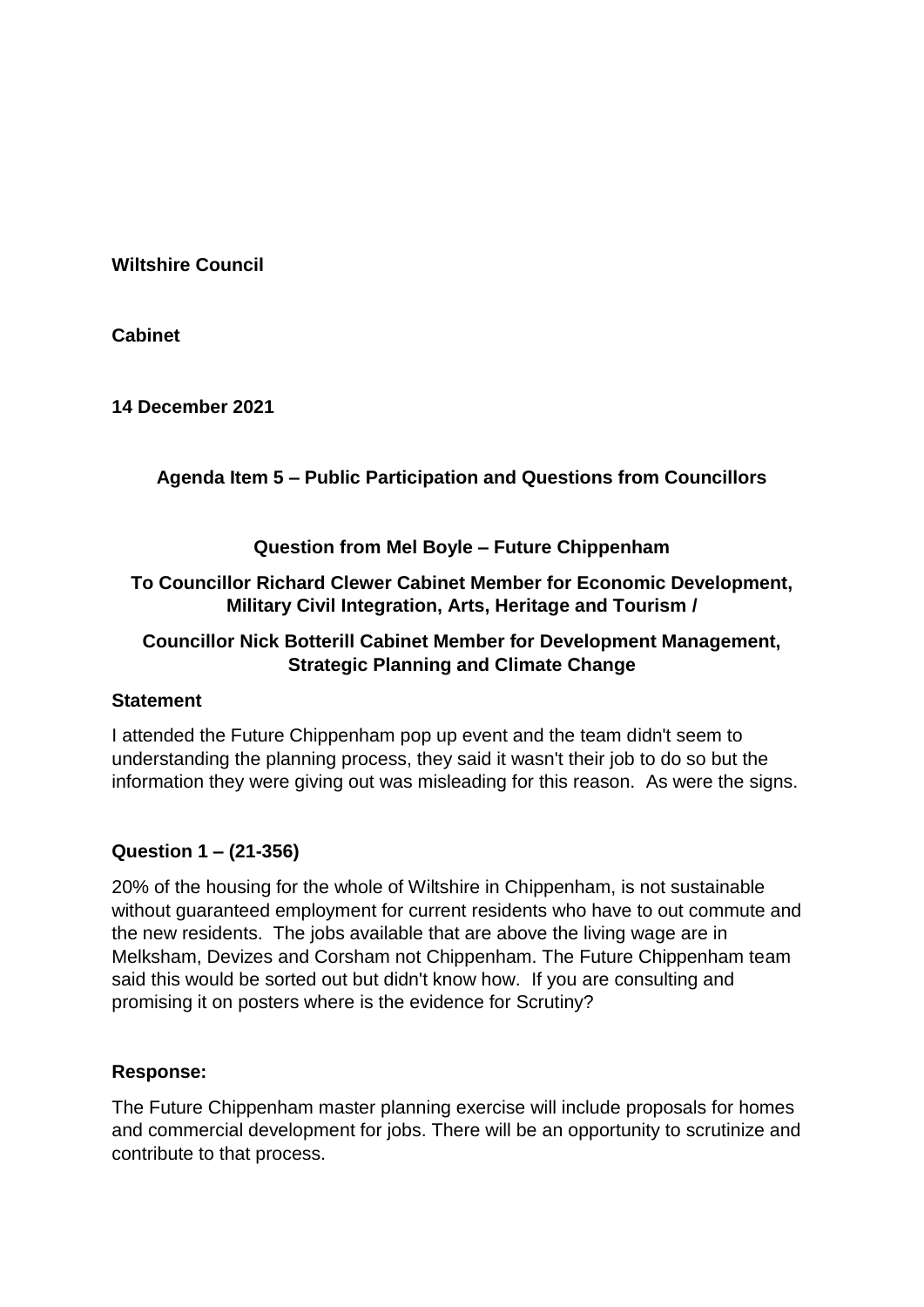**Wiltshire Council**

**Cabinet**

**14 December 2021**

**Agenda Item 5 – Public Participation and Questions from Councillors**

**Question from Mel Boyle – Future Chippenham**

**To Councillor Richard Clewer Cabinet Member for Economic Development, Military Civil Integration, Arts, Heritage and Tourism /**

**Councillor Nick Botterill Cabinet Member for Development Management, Strategic Planning and Climate Change**

**Statement**

I attended the Future Chippenham pop up event and the team didn't seem to understanding the planning process, they said it wasn't their job to do so but the information they were giving out was misleading for this reason. As were the signs.

**Question 1 – (21-356)**

20% of the housing for the whole of Wiltshire in Chippenham, is not sustainable without guaranteed employment for current residents who have to out commute and the new residents. The jobs available that are above the living wage are in Melksham, Devizes and Corsham not Chippenham. The Future Chippenham team said this would be sorted out but didn't know how. If you are consulting and promising it on posters where is the evidence for Scrutiny?

**Response:**

The Future Chippenham master planning exercise will include proposals for homes and commercial development for jobs. There will be an opportunity to scrutinize and contribute to that process.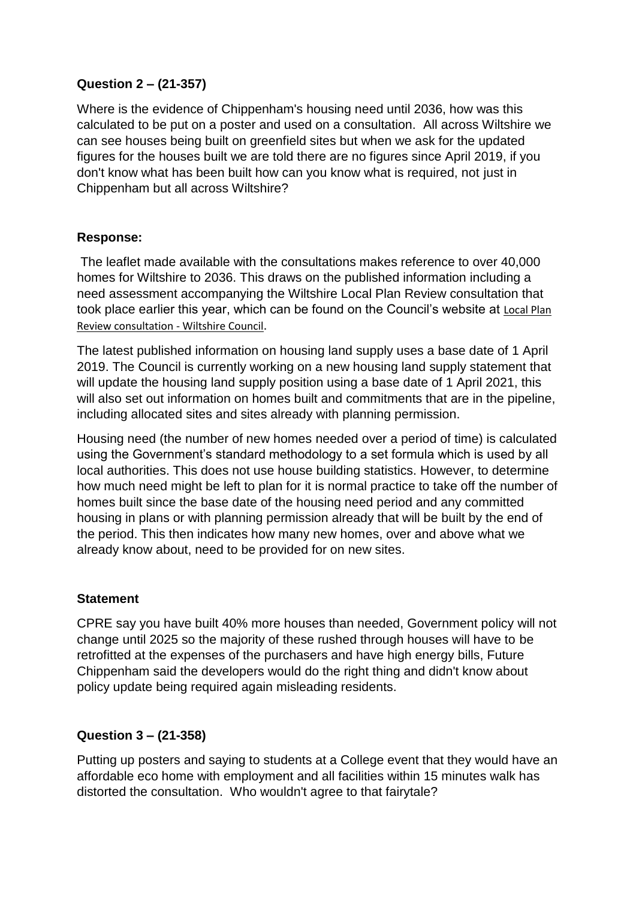**Question 2 – (21-357)**

Where is the evidence of Chippenham's housing need until 2036, how was this calculated to be put on a poster and used on a consultation. All across Wiltshire we can see houses being built on greenfield sites but when we ask for the updated figures for the houses built we are told there are no figures since April 2019, if you don't know what has been built how can you know what is required, not just in Chippenham but all across Wiltshire?

**Response:**

The leaflet made available with the consultations makes reference to over 40,000 homes for Wiltshire to 2036. This draws on the published information including a need assessment accompanying the Wiltshire Local Plan Review consultation that took place earlier this year, which can be found on the Council's website at Local Plan Review consultation - Wiltshire Council.

The latest published information on housing land supply uses a base date of 1 April 2019. The Council is currently working on a new housing land supply statement that will update the housing land supply position using a base date of 1 April 2021, this will also set out information on homes built and commitments that are in the pipeline, including allocated sites and sites already with planning permission.

Housing need (the number of new homes needed over a period of time) is calculated using the Government's standard methodology to a set formula which is used by all local authorities. This does not use house building statistics. However, to determine how much need might be left to plan for it is normal practice to take off the number of homes built since the base date of the housing need period and any committed housing in plans or with planning permission already that will be built by the end of the period. This then indicates how many new homes, over and above what we already know about, need to be provided for on new sites.

**Statement**

CPRE say you have built 40% more houses than needed, Government policy will not change until 2025 so the majority of these rushed through houses will have to be retrofitted at the expenses of the purchasers and have high energy bills, Future Chippenham said the developers would do the right thing and didn't know about policy update being required again misleading residents.

**Question 3 – (21-358)**

Putting up posters and saying to students at a College event that they would have an affordable eco home with employment and all facilities within 15 minutes walk has distorted the consultation. Who wouldn't agree to that fairytale?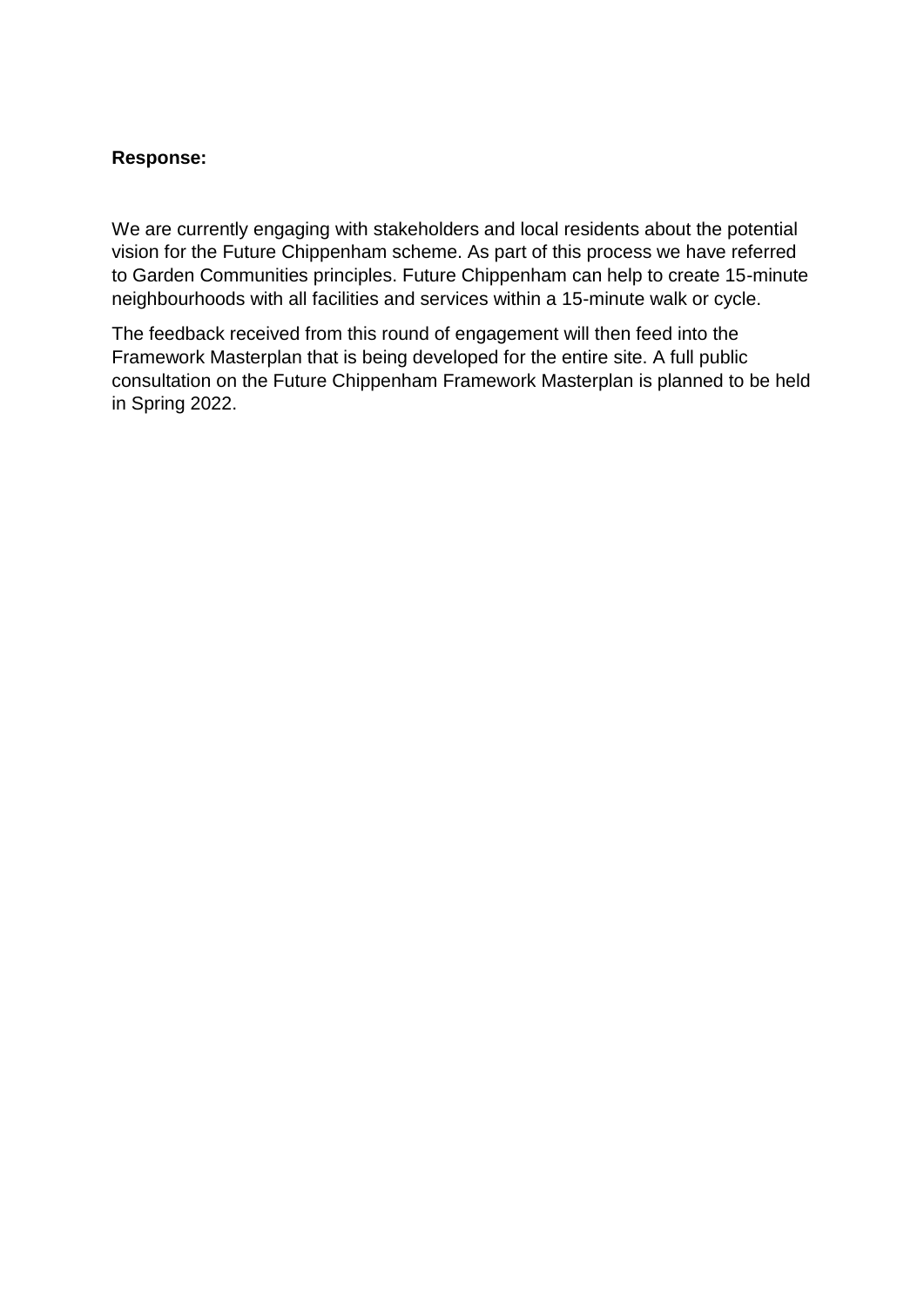**Response:**

We are currently engaging with stakeholders and local residents about the potential vision for the Future Chippenham scheme. As part of this process we have referred to Garden Communities principles. Future Chippenham can help to create 15-minute neighbourhoods with all facilities and services within a 15-minute walk or cycle.

The feedback received from this round of engagement will then feed into the Framework Masterplan that is being developed for the entire site. A full public consultation on the Future Chippenham Framework Masterplan is planned to be held in Spring 2022.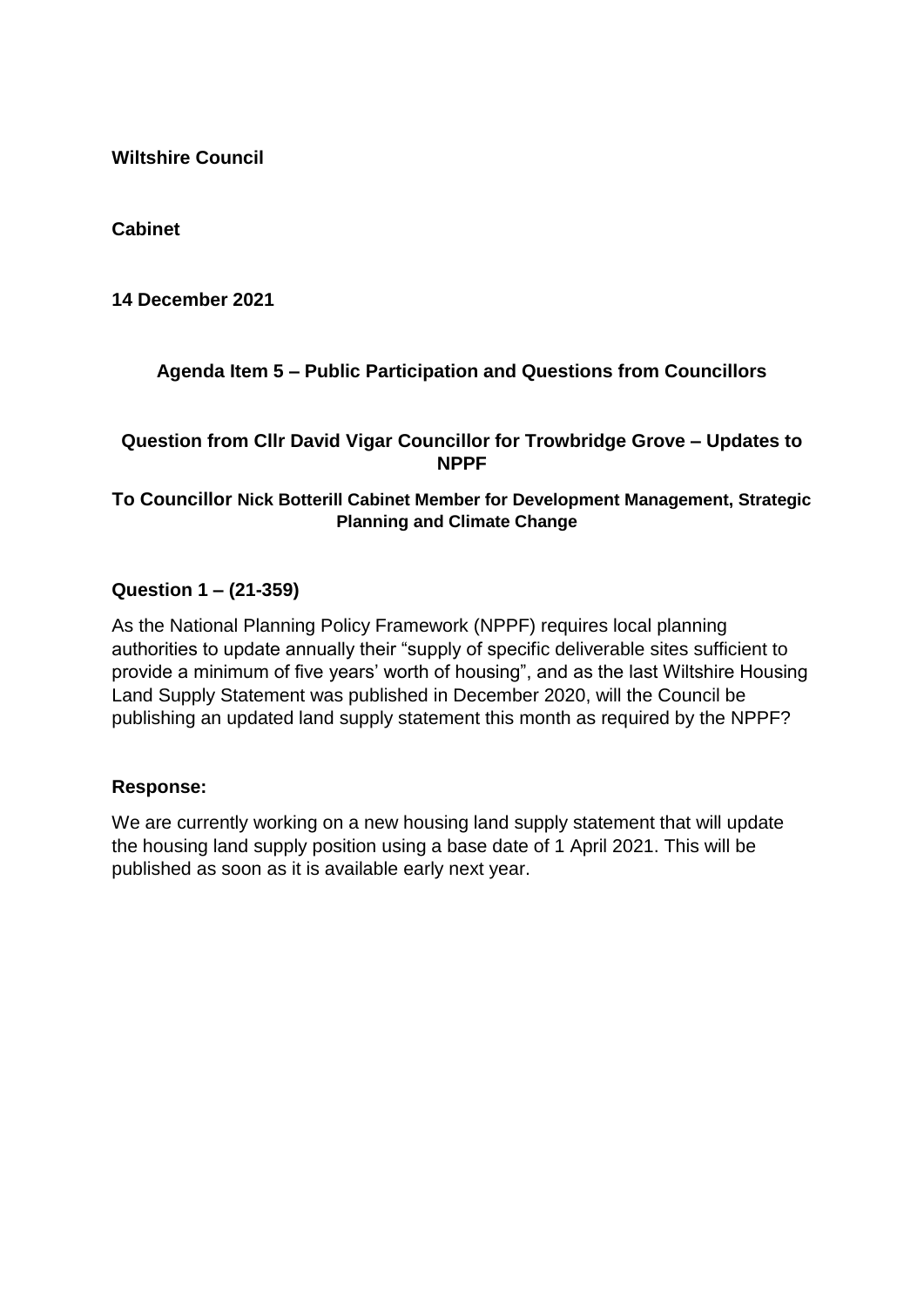**Wiltshire Council**

**Cabinet**

**14 December 2021**

### Agenda Item 5 – Public Participation and Questions from Councillors

### Question from Cllr David Vigar Councillor for Trowbridge Grove – Updates to NPPF

**To Councillor Nick Botterill Cabinet Member for Development Management, Strategic Planning and Climate Change**

**Question 1 – (21-359)**

As the National Planning Policy Framework (NPPF) requires local planning authorities to update annually their "supply of specific deliverable sites sufficient to provide a minimum of five years' worth of housing", and as the last Wiltshire Housing Land Supply Statement was published in December 2020, will the Council be publishing an updated land supply statement this month as required by the NPPF?

**Response:**

We are currently working on a new housing land supply statement that will update the housing land supply position using a base date of 1 April 2021. This will be published as soon as it is available early next year.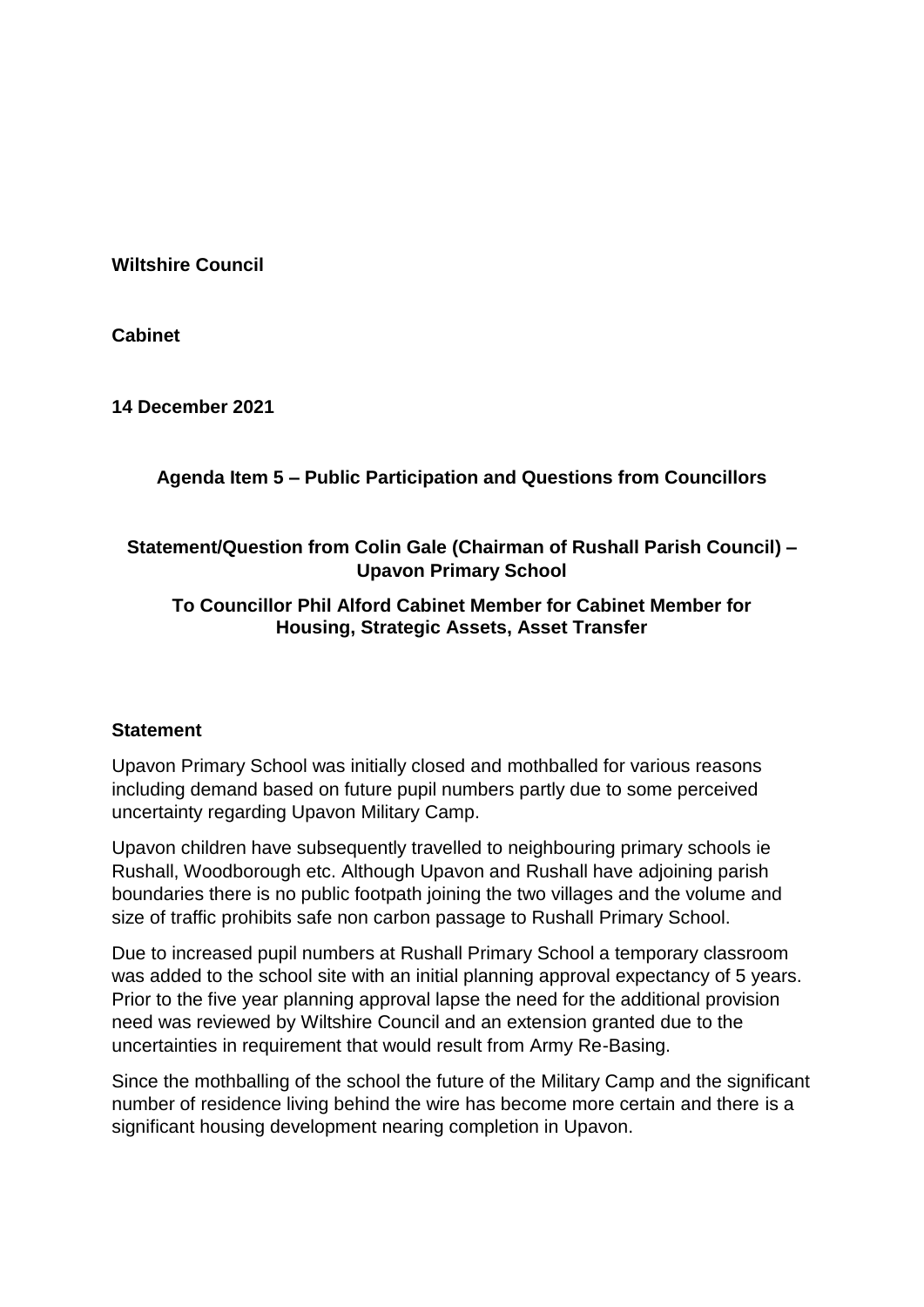**Wiltshire Council**

**Cabinet**

**14 December 2021**

**Agenda Item 5 – Public Participation and Questions from Councillors**

**Statement/Question from Colin Gale (Chairman of Rushall Parish Council) – Upavon Primary School**

**To Councillor Phil Alford Cabinet Member for Cabinet Member for Housing, Strategic Assets, Asset Transfer**

**Statement**

Upavon Primary School was initially closed and mothballed for various reasons including demand based on future pupil numbers partly due to some perceived uncertainty regarding Upavon Military Camp.

Upavon children have subsequently travelled to neighbouring primary schools ie Rushall, Woodborough etc. Although Upavon and Rushall have adjoining parish boundaries there is no public footpath joining the two villages and the volume and size of traffic prohibits safe non carbon passage to Rushall Primary School.

Due to increased pupil numbers at Rushall Primary School a temporary classroom was added to the school site with an initial planning approval expectancy of 5 years. Prior to the five year planning approval lapse the need for the additional provision need was reviewed by Wiltshire Council and an extension granted due to the uncertainties in requirement that would result from Army Re-Basing.

Since the mothballing of the school the future of the Military Camp and the significant number of residence living behind the wire has become more certain and there is a significant housing development nearing completion in Upavon.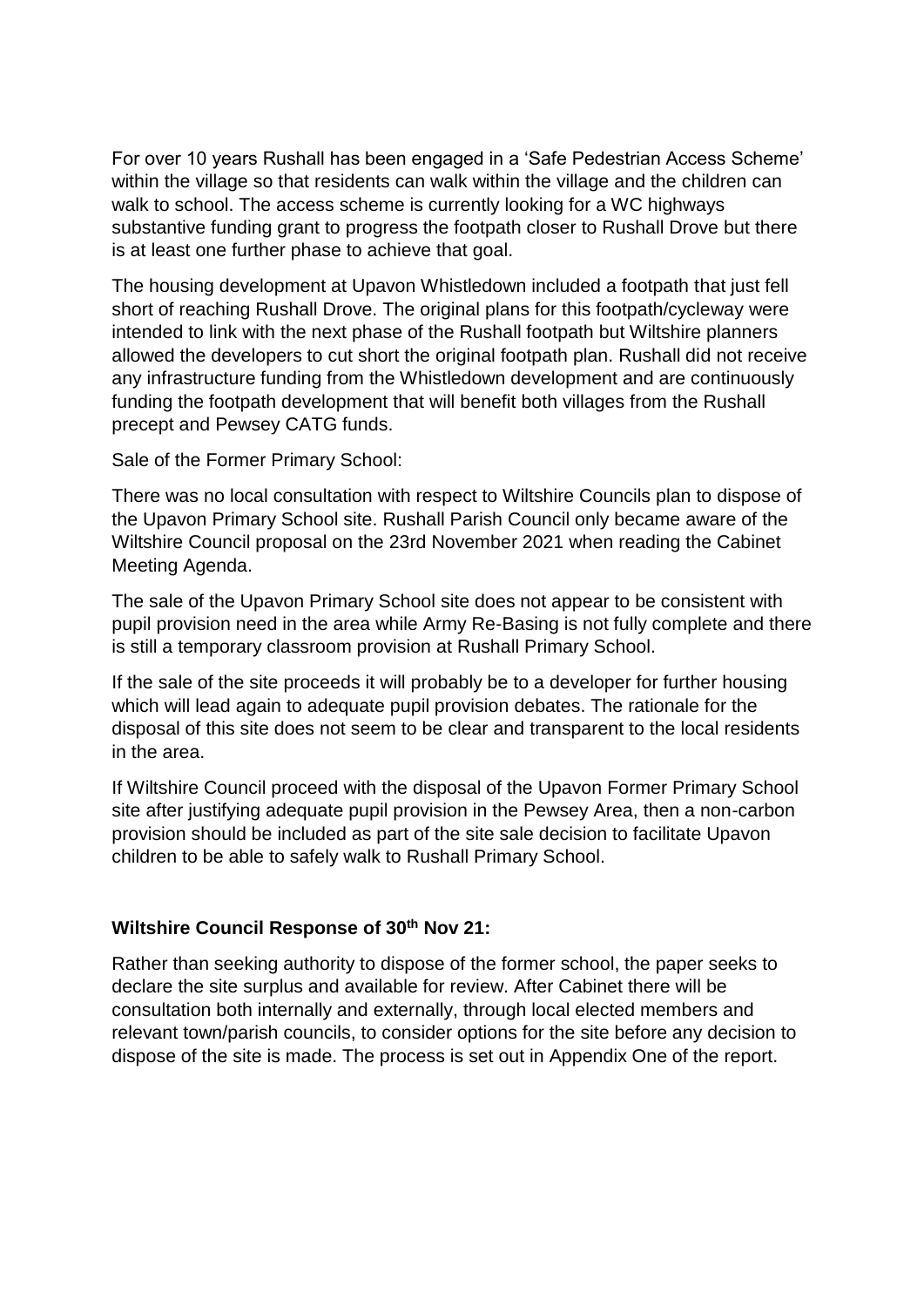For over 10 years Rushall has been engaged in a 'Safe Pedestrian Access Scheme' within the village so that residents can walk within the village and the children can walk to school. The access scheme is currently looking for a WC highways substantive funding grant to progress the footpath closer to Rushall Drove but there is at least one further phase to achieve that goal.

The housing development at Upavon Whistledown included a footpath that just fell short of reaching Rushall Drove. The original plans for this footpath/cycleway were intended to link with the next phase of the Rushall footpath but Wiltshire planners allowed the developers to cut short the original footpath plan. Rushall did not receive any infrastructure funding from the Whistledown development and are continuously funding the footpath development that will benefit both villages from the Rushall precept and Pewsey CATG funds.

Sale of the Former Primary School:

There was no local consultation with respect to Wiltshire Councils plan to dispose of the Upavon Primary School site. Rushall Parish Council only became aware of the Wiltshire Council proposal on the 23rd November 2021 when reading the Cabinet Meeting Agenda.

The sale of the Upavon Primary School site does not appear to be consistent with pupil provision need in the area while Army Re-Basing is not fully complete and there is still a temporary classroom provision at Rushall Primary School.

If the sale of the site proceeds it will probably be to a developer for further housing which will lead again to adequate pupil provision debates. The rationale for the disposal of this site does not seem to be clear and transparent to the local residents in the area.

If Wiltshire Council proceed with the disposal of the Upavon Former Primary School site after justifying adequate pupil provision in the Pewsey Area, then a non-carbon provision should be included as part of the site sale decision to facilitate Upavon children to be able to safely walk to Rushall Primary School.

**Wiltshire Council Response of 30th Nov 21:**

Rather than seeking authority to dispose of the former school, the paper seeks to declare the site surplus and available for review. After Cabinet there will be consultation both internally and externally, through local elected members and relevant town/parish councils, to consider options for the site before any decision to dispose of the site is made. The process is set out in Appendix One of the report.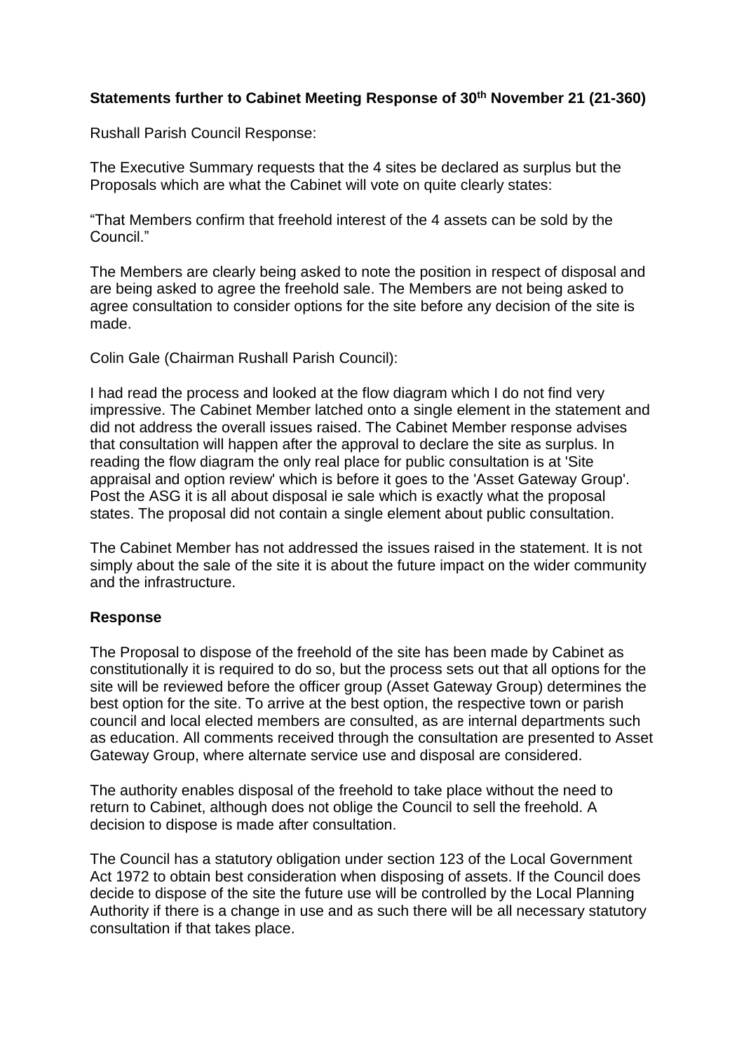**Statements further to Cabinet Meeting Response of 30th November 21 (21-360)**

Rushall Parish Council Response:

The Executive Summary requests that the 4 sites be declared as surplus but the Proposals which are what the Cabinet will vote on quite clearly states:

"That Members confirm that freehold interest of the 4 assets can be sold by the Council."

The Members are clearly being asked to note the position in respect of disposal and are being asked to agree the freehold sale. The Members are not being asked to agree consultation to consider options for the site before any decision of the site is made.

Colin Gale (Chairman Rushall Parish Council):

I had read the process and looked at the flow diagram which I do not find very impressive. The Cabinet Member latched onto a single element in the statement and did not address the overall issues raised. The Cabinet Member response advises that consultation will happen after the approval to declare the site as surplus. In reading the flow diagram the only real place for public consultation is at 'Site appraisal and option review' which is before it goes to the 'Asset Gateway Group'. Post the ASG it is all about disposal ie sale which is exactly what the proposal states. The proposal did not contain a single element about public consultation.

The Cabinet Member has not addressed the issues raised in the statement. It is not simply about the sale of the site it is about the future impact on the wider community and the infrastructure.

**Response**

The Proposal to dispose of the freehold of the site has been made by Cabinet as constitutionally it is required to do so, but the process sets out that all options for the site will be reviewed before the officer group (Asset Gateway Group) determines the best option for the site. To arrive at the best option, the respective town or parish council and local elected members are consulted, as are internal departments such as education. All comments received through the consultation are presented to Asset Gateway Group, where alternate service use and disposal are considered.

The authority enables disposal of the freehold to take place without the need to return to Cabinet, although does not oblige the Council to sell the freehold. A decision to dispose is made after consultation.

The Council has a statutory obligation under section 123 of the Local Government Act 1972 to obtain best consideration when disposing of assets. If the Council does decide to dispose of the site the future use will be controlled by the Local Planning Authority if there is a change in use and as such there will be all necessary statutory consultation if that takes place.